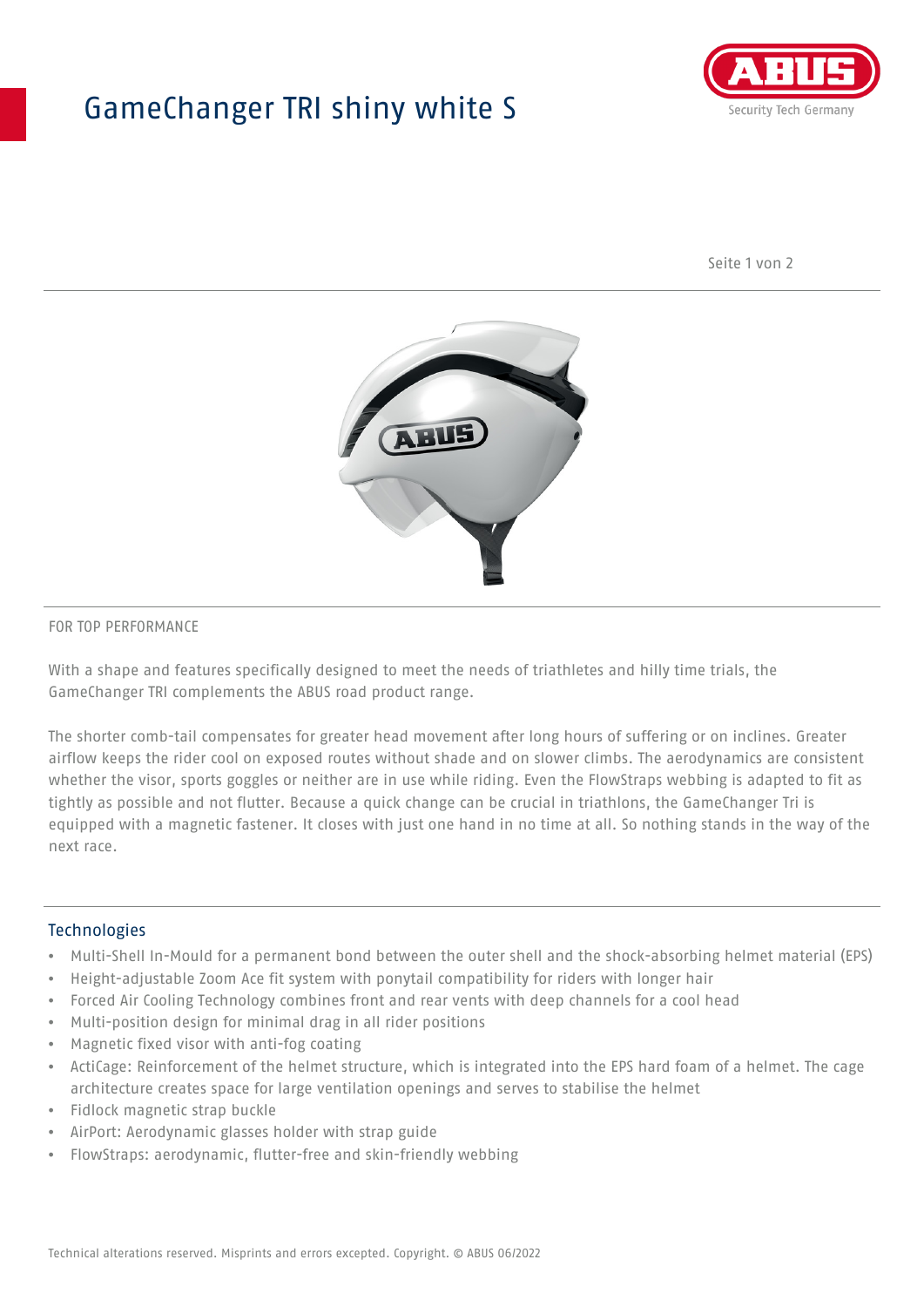# GameChanger TRI shiny white S

FOR TOP PERFORMANCE

With a shape and features specifically designed to meet the needs of triathletes and hilly time trials, the GameChanger TRI complements the ABUS road product range.

The shorter comb-tail compensates for greater head movement after long hours of suffering or on inclines. Greater airflow keeps the rider cool on exposed routes without shade and on slower climbs. The aerodynamics are consistent whether the visor, sports goggles or neither are in use while riding. Even the FlowStraps webbing is adapted to fit as tightly as possible and not flutter. Because a quick change can be crucial in triathlons, the GameChanger Tri is equipped with a magnetic fastener. It closes with just one hand in no time at all. So nothing stands in the way of the next race.

## Technologies

- Multi-Shell In-Mould for a permanent bond between the outer shell and the shock-absorbing helmet material (EPS)
- Height-adjustable Zoom Ace fit system with ponytail compatibility for riders with longer hair
- Forced Air Cooling Technology combines front and rear vents with deep channels for a cool head
- Multi-position design for minimal drag in all rider positions
- Magnetic fixed visor with anti-fog coating
- ActiCage: Reinforcement of the helmet structure, which is integrated into the EPS hard foam of a helmet. The cage architecture creates space for large ventilation openings and serves to stabilise the helmet
- Fidlock magnetic strap buckle
- AirPort: Aerodynamic glasses holder with strap guide
- FlowStraps: aerodynamic, flutter-free and skin-friendly webbing

Technical alterations reserved. Misprints and errors excepted. Copyright. © ABUS 06/2022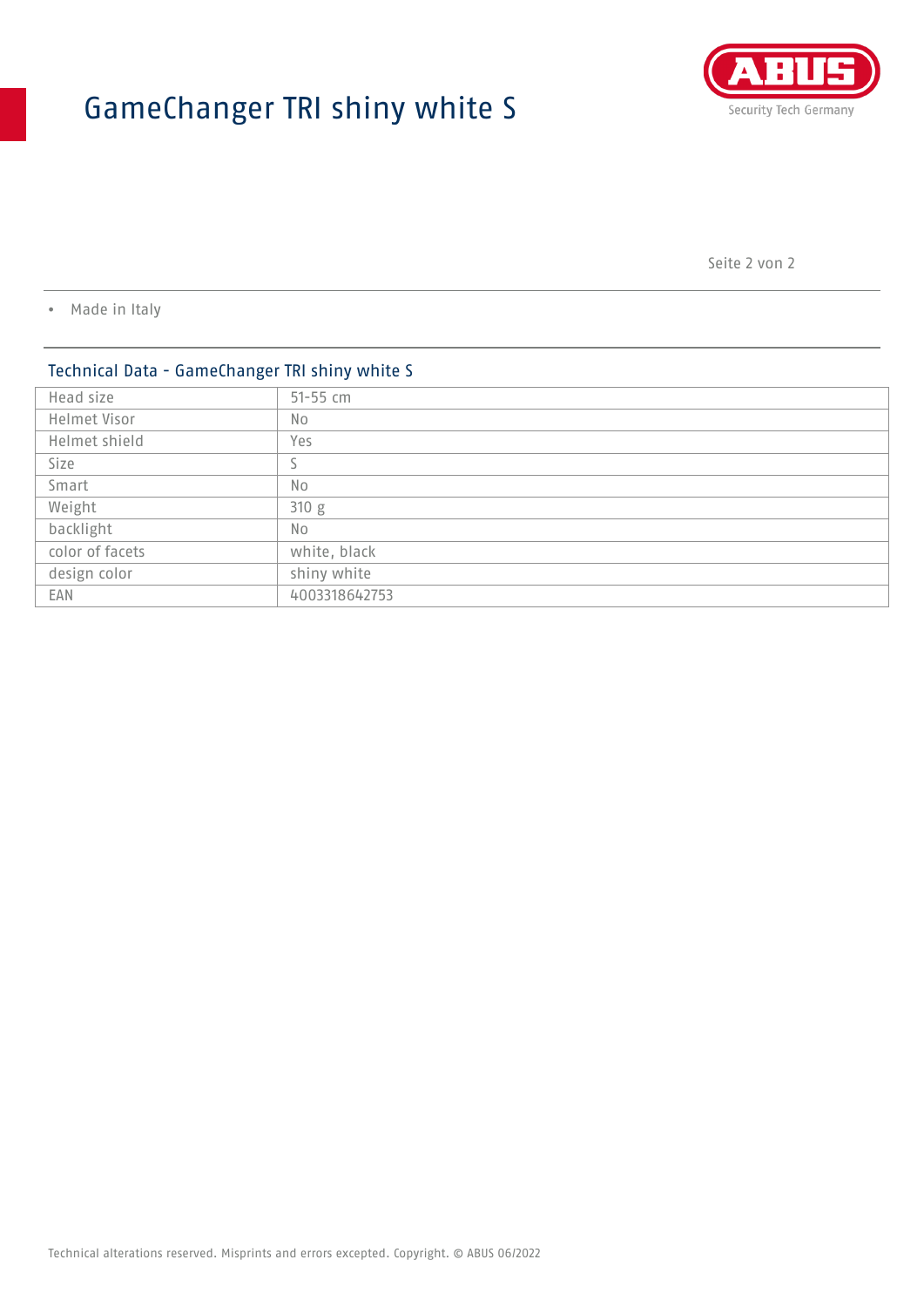- Made in Italy

## Technical Data - GameChanger TRI shiny white S

| | |
|---|---|
| Head size | 51-55 cm |
| Helmet Visor | No |
| Helmet shield | Yes |
| Size | S |
| Smart | No |
| Weight | 310 g |
| backlight | No |
| color of facets | white, black |
| design color | shiny white |
| EAN | 4003318642753 |